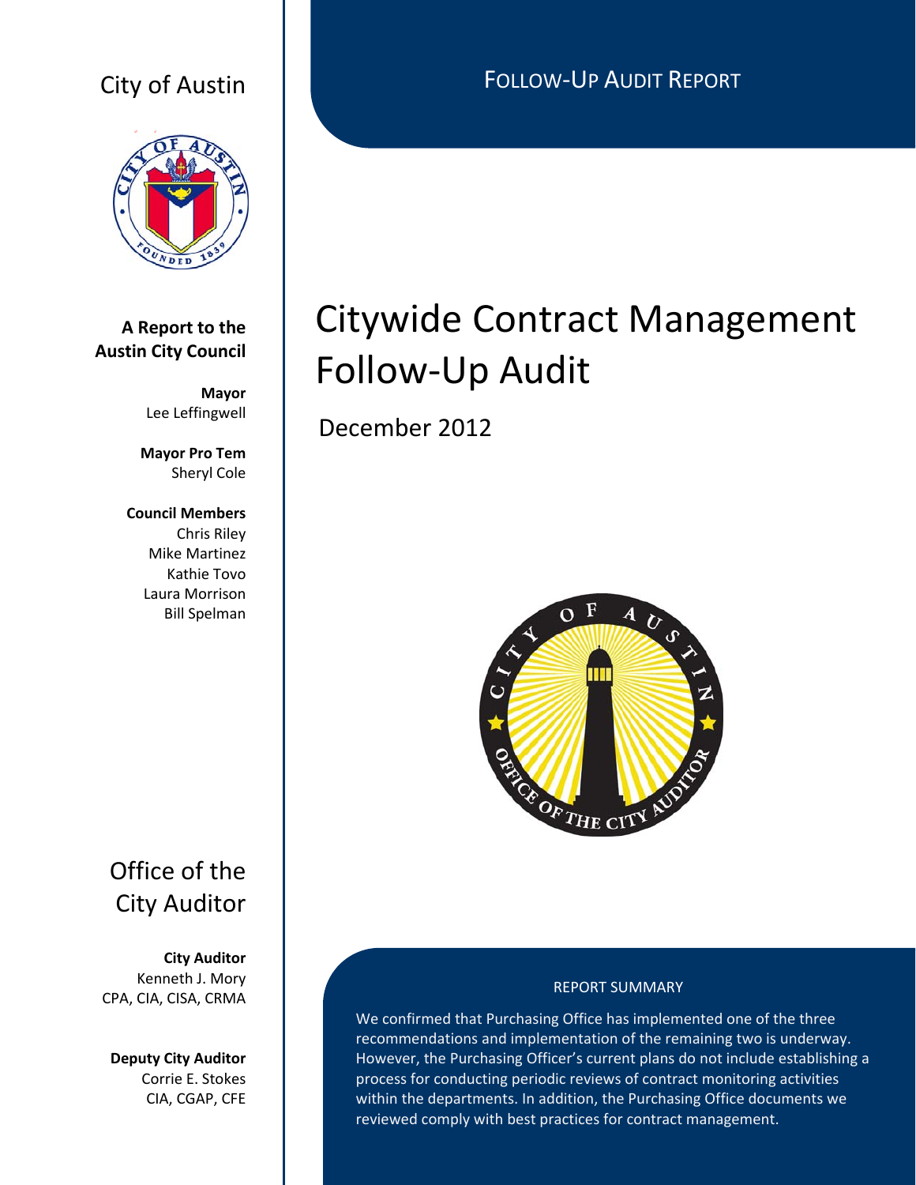City of Austin

**A Report to the Austin City Council**

**Mayor**
Lee Leffingwell

**Mayor Pro Tem**
Sheryl Cole

**Council Members**
Chris Riley
Mike Martinez
Kathie Tovo
Laura Morrison
Bill Spelman

Office of the City Auditor

**City Auditor**
Kenneth J. Mory
CPA, CIA, CISA, CRMA

**Deputy City Auditor**
Corrie E. Stokes
CIA, CGAP, CFE

FOLLOW-UP AUDIT REPORT

# Citywide Contract Management Follow-Up Audit

December 2012

REPORT SUMMARY

We confirmed that Purchasing Office has implemented one of the three recommendations and implementation of the remaining two is underway. However, the Purchasing Officer's current plans do not include establishing a process for conducting periodic reviews of contract monitoring activities within the departments. In addition, the Purchasing Office documents we reviewed comply with best practices for contract management.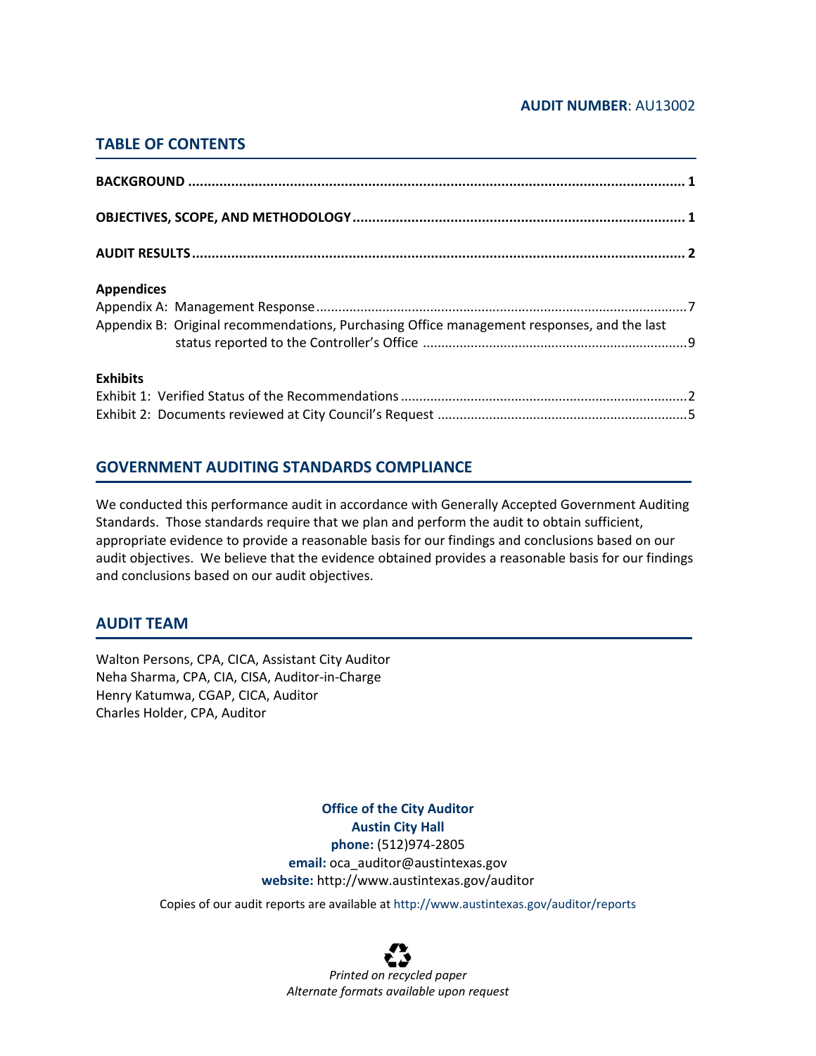**AUDIT NUMBER**: AU13002

## TABLE OF CONTENTS

**BACKGROUND** ..................................................................................................................... **1**

**OBJECTIVES, SCOPE, AND METHODOLOGY** ........................................................................ **1**

**AUDIT RESULTS** .................................................................................................................. **2**

**Appendices**

Appendix A: Management Response ........................................................................................ 7

Appendix B: Original recommendations, Purchasing Office management responses, and the last status reported to the Controller's Office ........................................................................ 9

**Exhibits**

Exhibit 1: Verified Status of the Recommendations ................................................................. 2

Exhibit 2: Documents reviewed at City Council's Request ........................................................ 5

## GOVERNMENT AUDITING STANDARDS COMPLIANCE

We conducted this performance audit in accordance with Generally Accepted Government Auditing Standards. Those standards require that we plan and perform the audit to obtain sufficient, appropriate evidence to provide a reasonable basis for our findings and conclusions based on our audit objectives. We believe that the evidence obtained provides a reasonable basis for our findings and conclusions based on our audit objectives.

## AUDIT TEAM

Walton Persons, CPA, CICA, Assistant City Auditor
Neha Sharma, CPA, CIA, CISA, Auditor-in-Charge
Henry Katumwa, CGAP, CICA, Auditor
Charles Holder, CPA, Auditor

**Office of the City Auditor**
**Austin City Hall**
**phone:** (512)974-2805
**email:** oca_auditor@austintexas.gov
**website:** http://www.austintexas.gov/auditor

Copies of our audit reports are available at http://www.austintexas.gov/auditor/reports

*Printed on recycled paper*
*Alternate formats available upon request*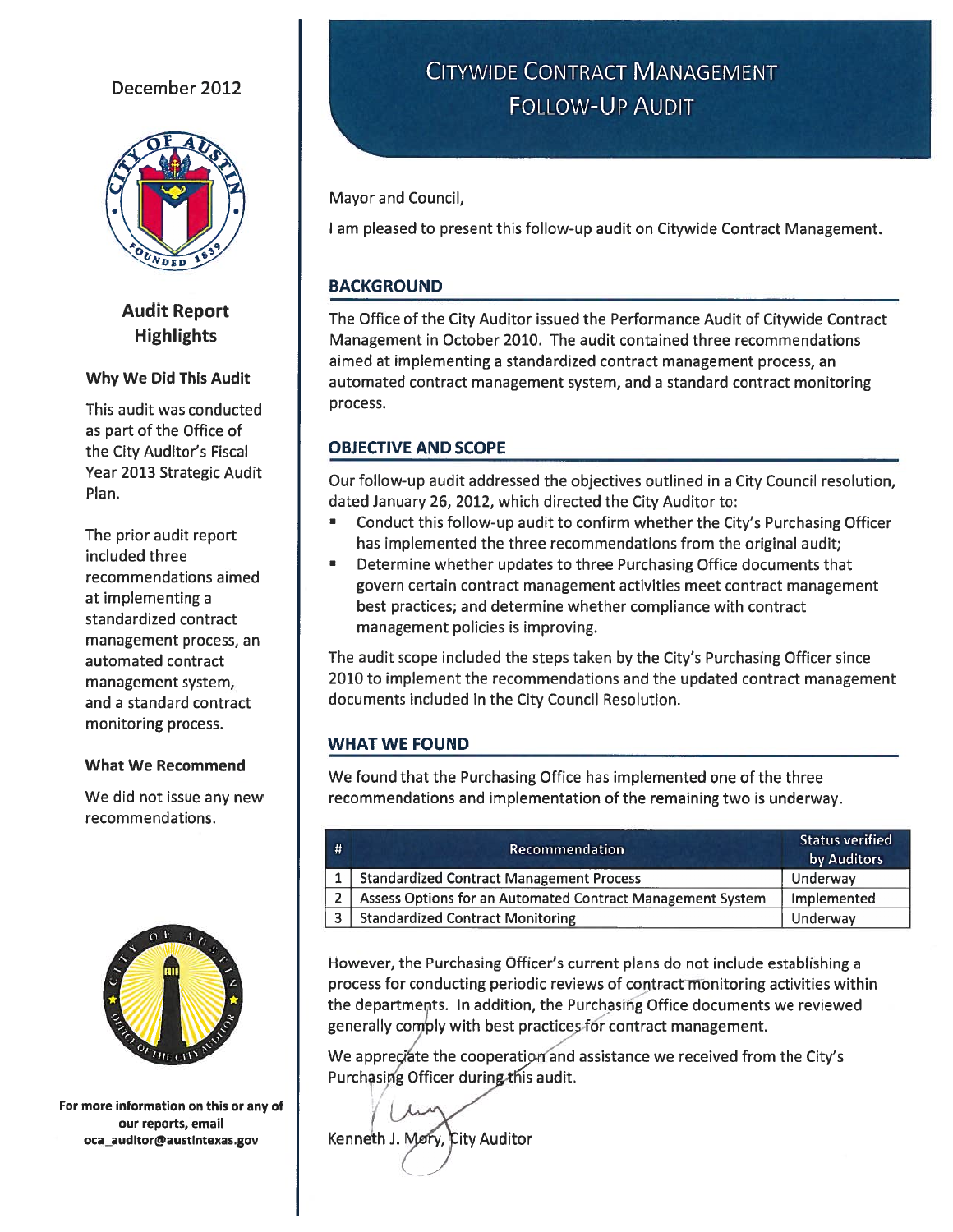December 2012

## Audit Report Highlights

**Why We Did This Audit**

This audit was conducted as part of the Office of the City Auditor's Fiscal Year 2013 Strategic Audit Plan.

The prior audit report included three recommendations aimed at implementing a standardized contract management process, an automated contract management system, and a standard contract monitoring process.

**What We Recommend**

We did not issue any new recommendations.

**For more information on this or any of our reports, email oca_auditor@austintexas.gov**

# CITYWIDE CONTRACT MANAGEMENT FOLLOW-UP AUDIT

Mayor and Council,

I am pleased to present this follow-up audit on Citywide Contract Management.

## BACKGROUND

The Office of the City Auditor issued the Performance Audit of Citywide Contract Management in October 2010. The audit contained three recommendations aimed at implementing a standardized contract management process, an automated contract management system, and a standard contract monitoring process.

## OBJECTIVE AND SCOPE

Our follow-up audit addressed the objectives outlined in a City Council resolution, dated January 26, 2012, which directed the City Auditor to:

- Conduct this follow-up audit to confirm whether the City's Purchasing Officer has implemented the three recommendations from the original audit;
- Determine whether updates to three Purchasing Office documents that govern certain contract management activities meet contract management best practices; and determine whether compliance with contract management policies is improving.

The audit scope included the steps taken by the City's Purchasing Officer since 2010 to implement the recommendations and the updated contract management documents included in the City Council Resolution.

## WHAT WE FOUND

We found that the Purchasing Office has implemented one of the three recommendations and implementation of the remaining two is underway.

| # | Recommendation | Status verified by Auditors |
|---|---|---|
| 1 | Standardized Contract Management Process | Underway |
| 2 | Assess Options for an Automated Contract Management System | Implemented |
| 3 | Standardized Contract Monitoring | Underway |

However, the Purchasing Officer's current plans do not include establishing a process for conducting periodic reviews of contract monitoring activities within the departments. In addition, the Purchasing Office documents we reviewed generally comply with best practices for contract management.

We appreciate the cooperation and assistance we received from the City's Purchasing Officer during this audit.

Kenneth J. Mory, City Auditor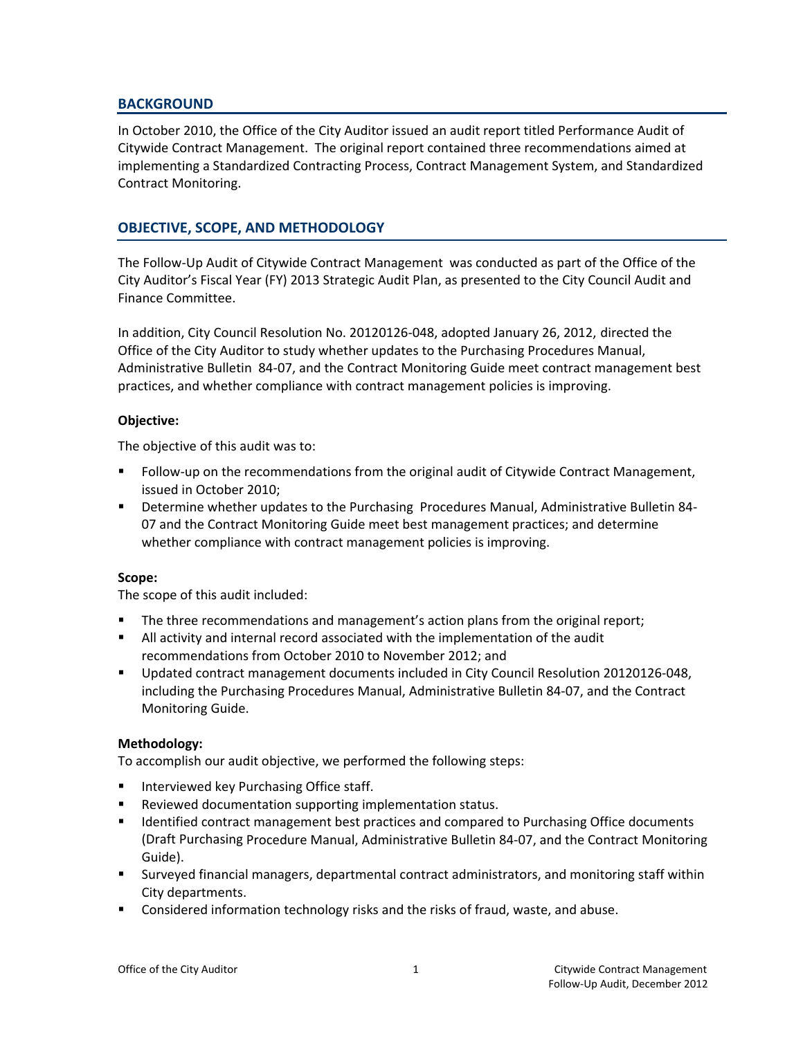## BACKGROUND

In October 2010, the Office of the City Auditor issued an audit report titled Performance Audit of Citywide Contract Management. The original report contained three recommendations aimed at implementing a Standardized Contracting Process, Contract Management System, and Standardized Contract Monitoring.

## OBJECTIVE, SCOPE, AND METHODOLOGY

The Follow-Up Audit of Citywide Contract Management was conducted as part of the Office of the City Auditor's Fiscal Year (FY) 2013 Strategic Audit Plan, as presented to the City Council Audit and Finance Committee.

In addition, City Council Resolution No. 20120126-048, adopted January 26, 2012, directed the Office of the City Auditor to study whether updates to the Purchasing Procedures Manual, Administrative Bulletin 84-07, and the Contract Monitoring Guide meet contract management best practices, and whether compliance with contract management policies is improving.

**Objective:**

The objective of this audit was to:

- Follow-up on the recommendations from the original audit of Citywide Contract Management, issued in October 2010;
- Determine whether updates to the Purchasing Procedures Manual, Administrative Bulletin 84-07 and the Contract Monitoring Guide meet best management practices; and determine whether compliance with contract management policies is improving.

**Scope:**

The scope of this audit included:

- The three recommendations and management's action plans from the original report;
- All activity and internal record associated with the implementation of the audit recommendations from October 2010 to November 2012; and
- Updated contract management documents included in City Council Resolution 20120126-048, including the Purchasing Procedures Manual, Administrative Bulletin 84-07, and the Contract Monitoring Guide.

**Methodology:**

To accomplish our audit objective, we performed the following steps:

- Interviewed key Purchasing Office staff.
- Reviewed documentation supporting implementation status.
- Identified contract management best practices and compared to Purchasing Office documents (Draft Purchasing Procedure Manual, Administrative Bulletin 84-07, and the Contract Monitoring Guide).
- Surveyed financial managers, departmental contract administrators, and monitoring staff within City departments.
- Considered information technology risks and the risks of fraud, waste, and abuse.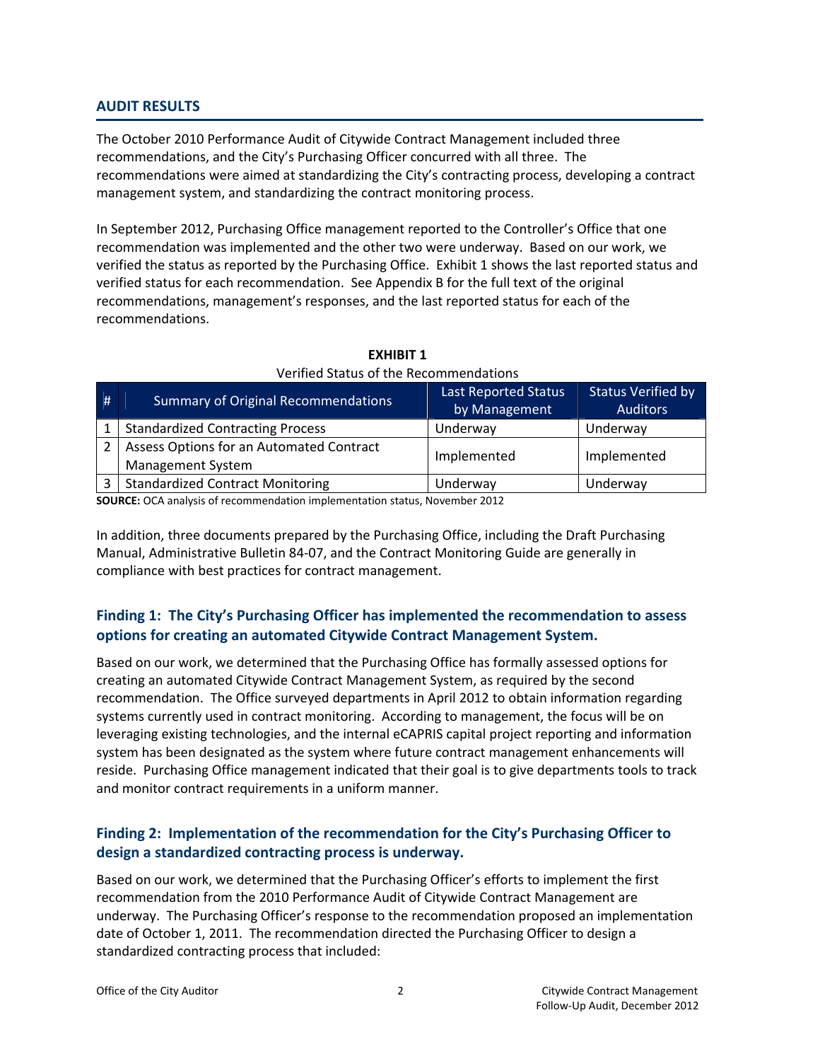## AUDIT RESULTS

The October 2010 Performance Audit of Citywide Contract Management included three recommendations, and the City's Purchasing Officer concurred with all three. The recommendations were aimed at standardizing the City's contracting process, developing a contract management system, and standardizing the contract monitoring process.

In September 2012, Purchasing Office management reported to the Controller's Office that one recommendation was implemented and the other two were underway. Based on our work, we verified the status as reported by the Purchasing Office. Exhibit 1 shows the last reported status and verified status for each recommendation. See Appendix B for the full text of the original recommendations, management's responses, and the last reported status for each of the recommendations.

**EXHIBIT 1**

Verified Status of the Recommendations

| # | Summary of Original Recommendations | Last Reported Status by Management | Status Verified by Auditors |
|---|---|---|---|
| 1 | Standardized Contracting Process | Underway | Underway |
| 2 | Assess Options for an Automated Contract Management System | Implemented | Implemented |
| 3 | Standardized Contract Monitoring | Underway | Underway |

**SOURCE:** OCA analysis of recommendation implementation status, November 2012

In addition, three documents prepared by the Purchasing Office, including the Draft Purchasing Manual, Administrative Bulletin 84-07, and the Contract Monitoring Guide are generally in compliance with best practices for contract management.

### Finding 1: The City's Purchasing Officer has implemented the recommendation to assess options for creating an automated Citywide Contract Management System.

Based on our work, we determined that the Purchasing Office has formally assessed options for creating an automated Citywide Contract Management System, as required by the second recommendation. The Office surveyed departments in April 2012 to obtain information regarding systems currently used in contract monitoring. According to management, the focus will be on leveraging existing technologies, and the internal eCAPRIS capital project reporting and information system has been designated as the system where future contract management enhancements will reside. Purchasing Office management indicated that their goal is to give departments tools to track and monitor contract requirements in a uniform manner.

### Finding 2: Implementation of the recommendation for the City's Purchasing Officer to design a standardized contracting process is underway.

Based on our work, we determined that the Purchasing Officer's efforts to implement the first recommendation from the 2010 Performance Audit of Citywide Contract Management are underway. The Purchasing Officer's response to the recommendation proposed an implementation date of October 1, 2011. The recommendation directed the Purchasing Officer to design a standardized contracting process that included: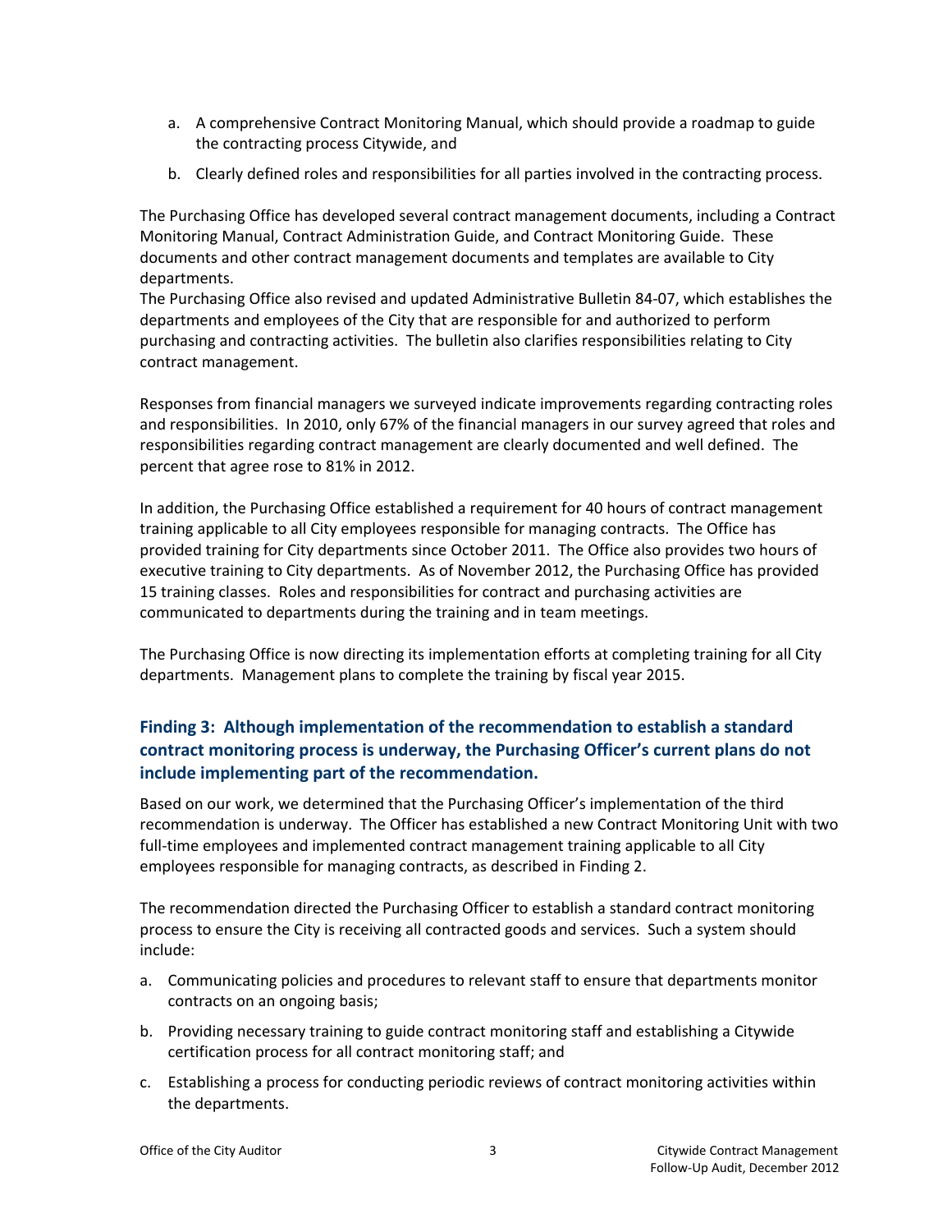a. A comprehensive Contract Monitoring Manual, which should provide a roadmap to guide the contracting process Citywide, and

b. Clearly defined roles and responsibilities for all parties involved in the contracting process.

The Purchasing Office has developed several contract management documents, including a Contract Monitoring Manual, Contract Administration Guide, and Contract Monitoring Guide. These documents and other contract management documents and templates are available to City departments.

The Purchasing Office also revised and updated Administrative Bulletin 84-07, which establishes the departments and employees of the City that are responsible for and authorized to perform purchasing and contracting activities. The bulletin also clarifies responsibilities relating to City contract management.

Responses from financial managers we surveyed indicate improvements regarding contracting roles and responsibilities. In 2010, only 67% of the financial managers in our survey agreed that roles and responsibilities regarding contract management are clearly documented and well defined. The percent that agree rose to 81% in 2012.

In addition, the Purchasing Office established a requirement for 40 hours of contract management training applicable to all City employees responsible for managing contracts. The Office has provided training for City departments since October 2011. The Office also provides two hours of executive training to City departments. As of November 2012, the Purchasing Office has provided 15 training classes. Roles and responsibilities for contract and purchasing activities are communicated to departments during the training and in team meetings.

The Purchasing Office is now directing its implementation efforts at completing training for all City departments. Management plans to complete the training by fiscal year 2015.

## Finding 3: Although implementation of the recommendation to establish a standard contract monitoring process is underway, the Purchasing Officer's current plans do not include implementing part of the recommendation.

Based on our work, we determined that the Purchasing Officer's implementation of the third recommendation is underway. The Officer has established a new Contract Monitoring Unit with two full-time employees and implemented contract management training applicable to all City employees responsible for managing contracts, as described in Finding 2.

The recommendation directed the Purchasing Officer to establish a standard contract monitoring process to ensure the City is receiving all contracted goods and services. Such a system should include:

a. Communicating policies and procedures to relevant staff to ensure that departments monitor contracts on an ongoing basis;

b. Providing necessary training to guide contract monitoring staff and establishing a Citywide certification process for all contract monitoring staff; and

c. Establishing a process for conducting periodic reviews of contract monitoring activities within the departments.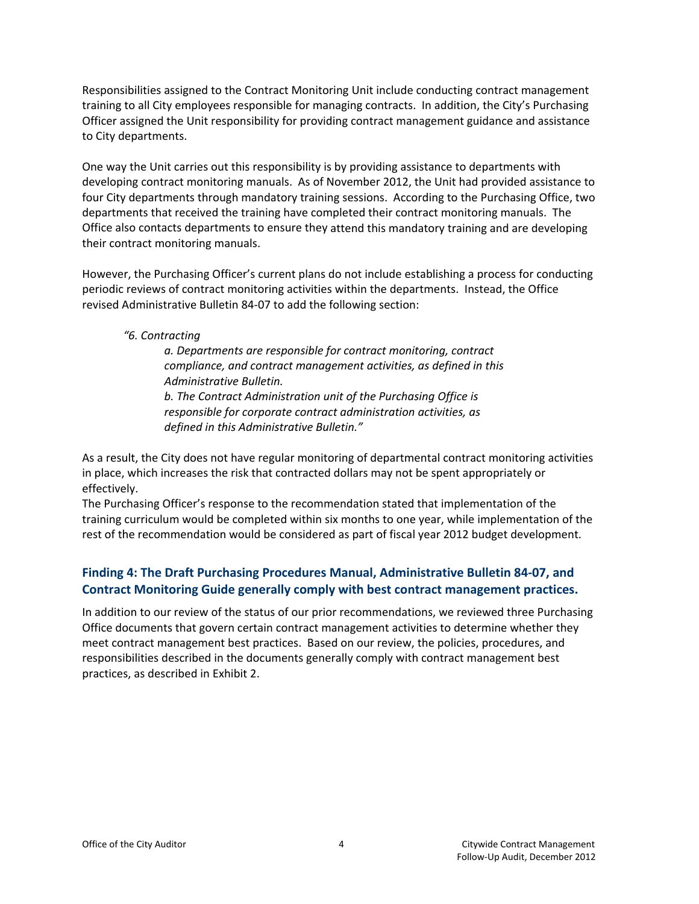Responsibilities assigned to the Contract Monitoring Unit include conducting contract management training to all City employees responsible for managing contracts. In addition, the City's Purchasing Officer assigned the Unit responsibility for providing contract management guidance and assistance to City departments.

One way the Unit carries out this responsibility is by providing assistance to departments with developing contract monitoring manuals. As of November 2012, the Unit had provided assistance to four City departments through mandatory training sessions. According to the Purchasing Office, two departments that received the training have completed their contract monitoring manuals. The Office also contacts departments to ensure they attend this mandatory training and are developing their contract monitoring manuals.

However, the Purchasing Officer's current plans do not include establishing a process for conducting periodic reviews of contract monitoring activities within the departments. Instead, the Office revised Administrative Bulletin 84-07 to add the following section:

> *"6. Contracting*
>
> > *a. Departments are responsible for contract monitoring, contract compliance, and contract management activities, as defined in this Administrative Bulletin.*
> >
> > *b. The Contract Administration unit of the Purchasing Office is responsible for corporate contract administration activities, as defined in this Administrative Bulletin."*

As a result, the City does not have regular monitoring of departmental contract monitoring activities in place, which increases the risk that contracted dollars may not be spent appropriately or effectively.

The Purchasing Officer's response to the recommendation stated that implementation of the training curriculum would be completed within six months to one year, while implementation of the rest of the recommendation would be considered as part of fiscal year 2012 budget development.

## Finding 4: The Draft Purchasing Procedures Manual, Administrative Bulletin 84-07, and Contract Monitoring Guide generally comply with best contract management practices.

In addition to our review of the status of our prior recommendations, we reviewed three Purchasing Office documents that govern certain contract management activities to determine whether they meet contract management best practices. Based on our review, the policies, procedures, and responsibilities described in the documents generally comply with contract management best practices, as described in Exhibit 2.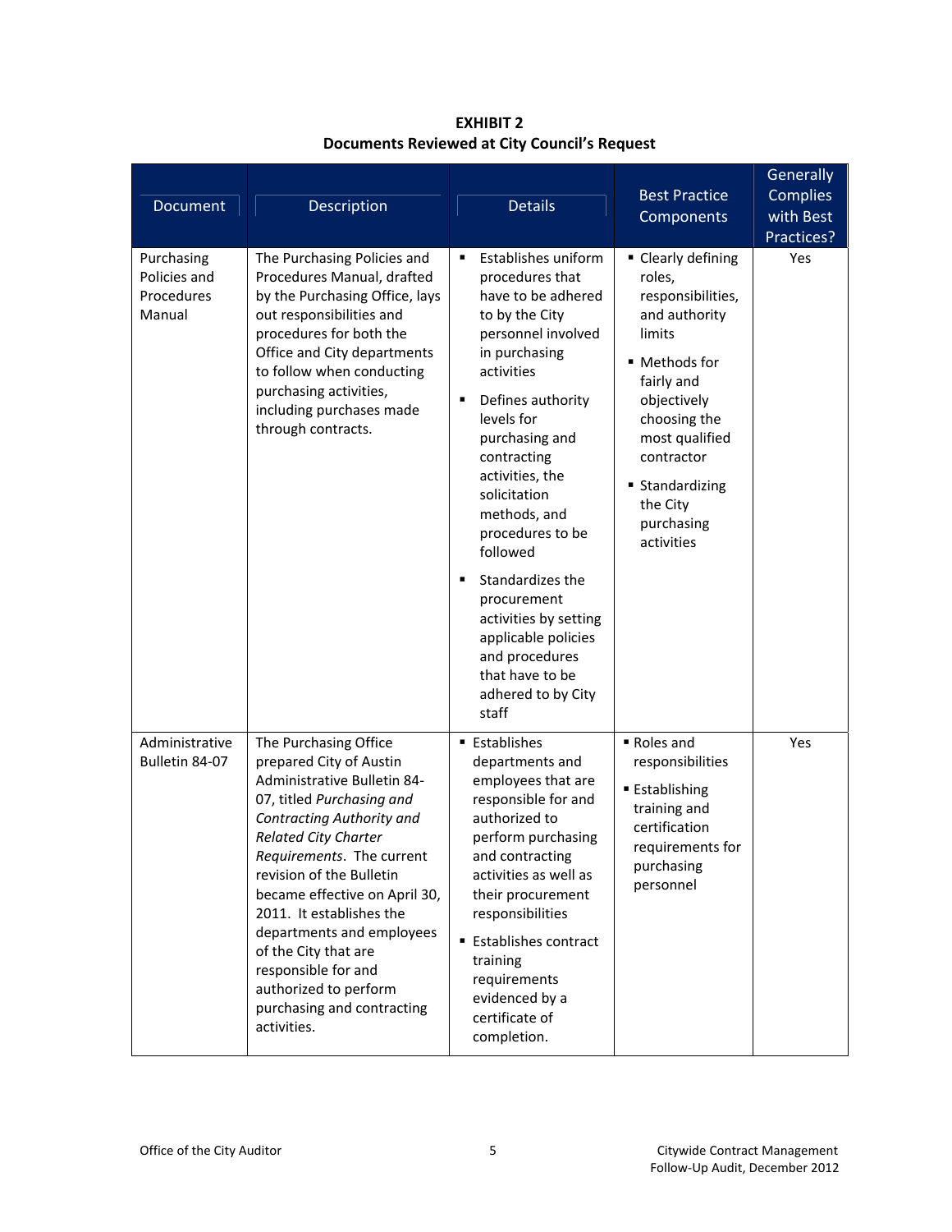**EXHIBIT 2**
**Documents Reviewed at City Council's Request**

| Document | Description | Details | Best Practice Components | Generally Complies with Best Practices? |
|---|---|---|---|---|
| Purchasing Policies and Procedures Manual | The Purchasing Policies and Procedures Manual, drafted by the Purchasing Office, lays out responsibilities and procedures for both the Office and City departments to follow when conducting purchasing activities, including purchases made through contracts. | ▪ Establishes uniform procedures that have to be adhered to by the City personnel involved in purchasing activities<br>▪ Defines authority levels for purchasing and contracting activities, the solicitation methods, and procedures to be followed<br>▪ Standardizes the procurement activities by setting applicable policies and procedures that have to be adhered to by City staff | ▪ Clearly defining roles, responsibilities, and authority limits<br>▪ Methods for fairly and objectively choosing the most qualified contractor<br>▪ Standardizing the City purchasing activities | Yes |
| Administrative Bulletin 84-07 | The Purchasing Office prepared City of Austin Administrative Bulletin 84-07, titled *Purchasing and Contracting Authority and Related City Charter Requirements*. The current revision of the Bulletin became effective on April 30, 2011. It establishes the departments and employees of the City that are responsible for and authorized to perform purchasing and contracting activities. | ▪ Establishes departments and employees that are responsible for and authorized to perform purchasing and contracting activities as well as their procurement responsibilities<br>▪ Establishes contract training requirements evidenced by a certificate of completion. | ▪ Roles and responsibilities<br>▪ Establishing training and certification requirements for purchasing personnel | Yes |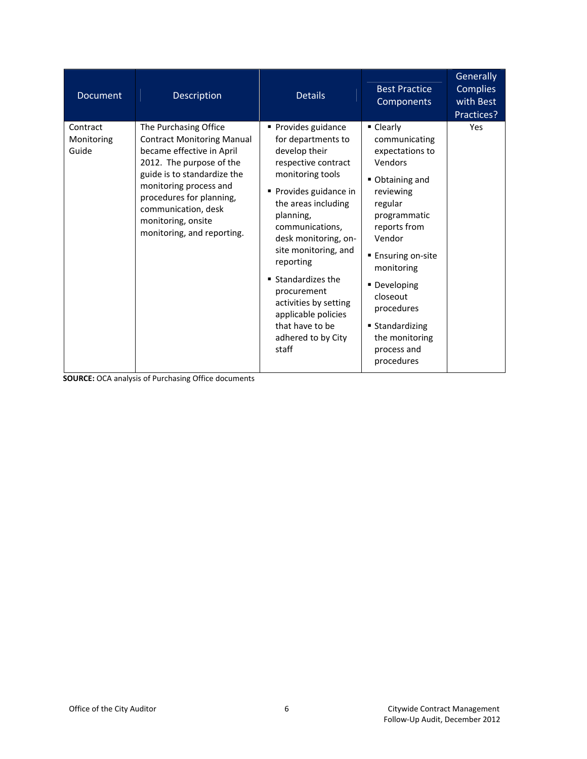| Document | Description | Details | Best Practice Components | Generally Complies with Best Practices? |
|---|---|---|---|---|
| Contract Monitoring Guide | The Purchasing Office Contract Monitoring Manual became effective in April 2012. The purpose of the guide is to standardize the monitoring process and procedures for planning, communication, desk monitoring, onsite monitoring, and reporting. | ▪ Provides guidance for departments to develop their respective contract monitoring tools<br>▪ Provides guidance in the areas including planning, communications, desk monitoring, on-site monitoring, and reporting<br>▪ Standardizes the procurement activities by setting applicable policies that have to be adhered to by City staff | ▪ Clearly communicating expectations to Vendors<br>▪ Obtaining and reviewing regular programmatic reports from Vendor<br>▪ Ensuring on-site monitoring<br>▪ Developing closeout procedures<br>▪ Standardizing the monitoring process and procedures | Yes |

**SOURCE:** OCA analysis of Purchasing Office documents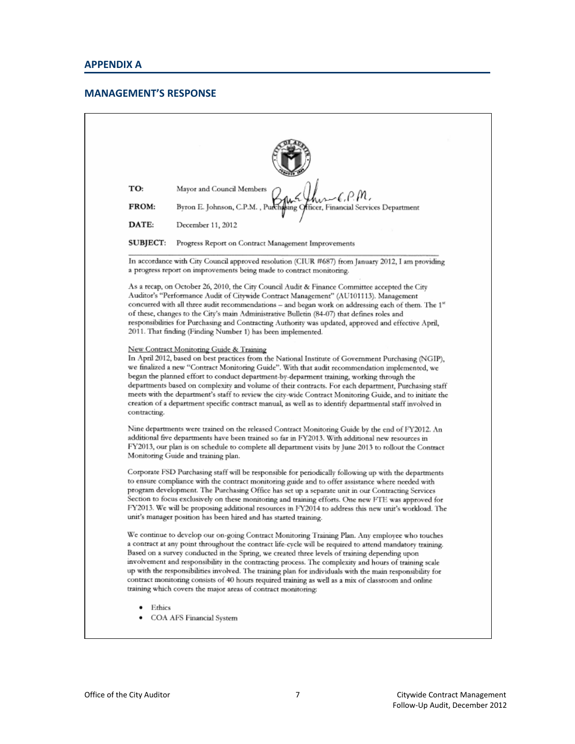## APPENDIX A

## MANAGEMENT'S RESPONSE

**TO:** Mayor and Council Members

**FROM:** Byron E. Johnson, C.P.M. , Purchasing Officer, Financial Services Department

**DATE:** December 11, 2012

**SUBJECT:** Progress Report on Contract Management Improvements

In accordance with City Council approved resolution (CIUR #687) from January 2012, I am providing a progress report on improvements being made to contract monitoring.

As a recap, on October 26, 2010, the City Council Audit & Finance Committee accepted the City Auditor's "Performance Audit of Citywide Contract Management" (AU101113). Management concurred with all three audit recommendations – and began work on addressing each of them. The 1st of these, changes to the City's main Administrative Bulletin (84-07) that defines roles and responsibilities for Purchasing and Contracting Authority was updated, approved and effective April, 2011. That finding (Finding Number 1) has been implemented.

New Contract Monitoring Guide & Training

In April 2012, based on best practices from the National Institute of Government Purchasing (NGIP), we finalized a new "Contract Monitoring Guide". With that audit recommendation implemented, we began the planned effort to conduct department-by-deparment training, working through the departments based on complexity and volume of their contracts. For each department, Purchasing staff meets with the department's staff to review the city-wide Contract Monitoring Guide, and to initiate the creation of a department specific contract manual, as well as to identify departmental staff involved in contracting.

Nine departments were trained on the released Contract Monitoring Guide by the end of FY2012. An additional five departments have been trained so far in FY2013. With additional new resources in FY2013, our plan is on schedule to complete all department visits by June 2013 to rollout the Contract Monitoring Guide and training plan.

Corporate FSD Purchasing staff will be responsible for periodically following up with the departments to ensure compliance with the contract monitoring guide and to offer assistance where needed with program development. The Purchasing Office has set up a separate unit in our Contracting Services Section to focus exclusively on these monitoring and training efforts. One new FTE was approved for FY2013. We will be proposing additional resources in FY2014 to address this new unit's workload. The unit's manager position has been hired and has started training.

We continue to develop our on-going Contract Monitoring Training Plan. Any employee who touches a contract at any point throughout the contract life-cycle will be required to attend mandatory training. Based on a survey conducted in the Spring, we created three levels of training depending upon involvement and responsibility in the contracting process. The complexity and hours of training scale up with the responsibilities involved. The training plan for individuals with the main responsibility for contract monitoring consists of 40 hours required training as well as a mix of classroom and online training which covers the major areas of contract monitoring:

- Ethics
- COA AFS Financial System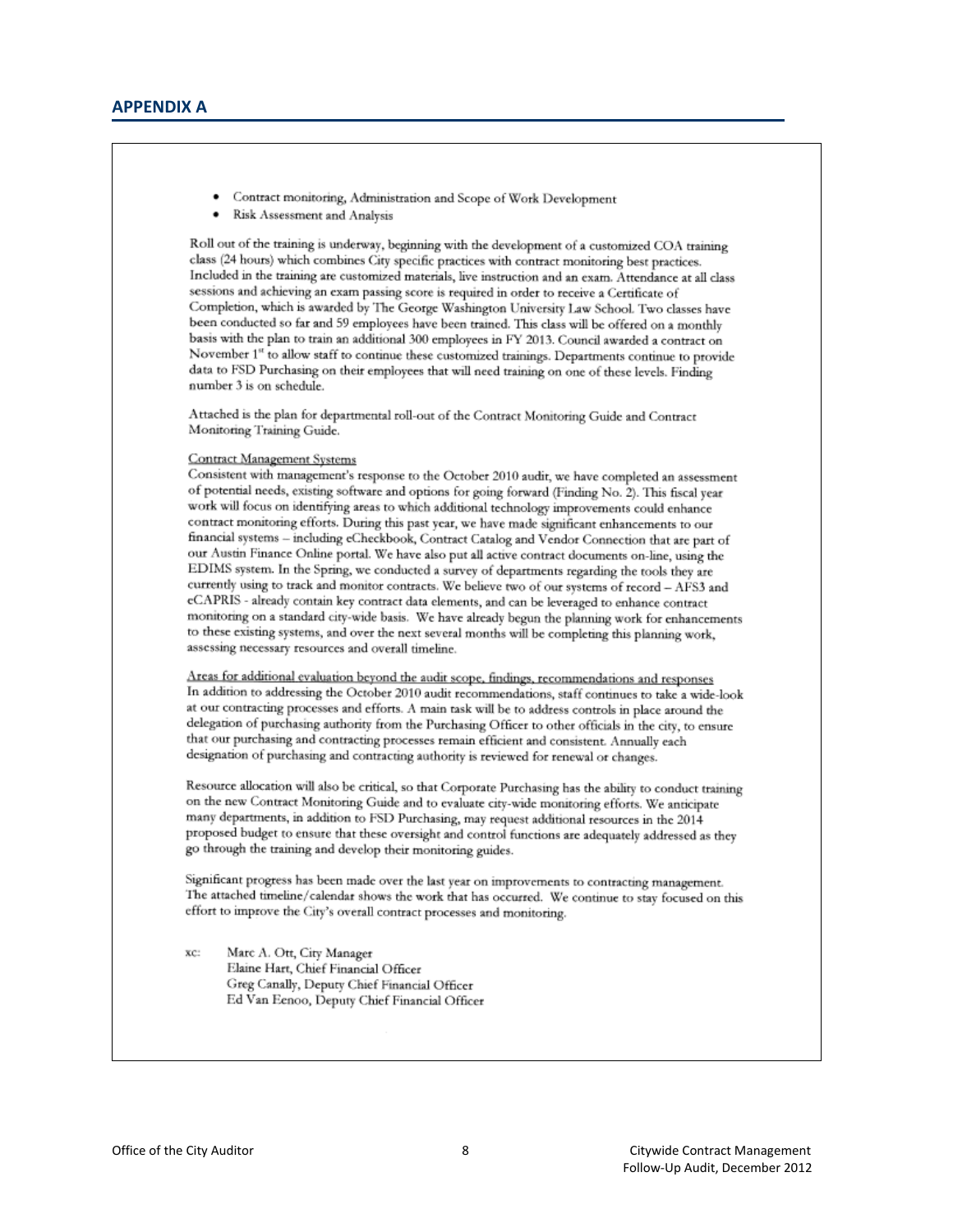## APPENDIX A

- Contract monitoring, Administration and Scope of Work Development
- Risk Assessment and Analysis

Roll out of the training is underway, beginning with the development of a customized COA training class (24 hours) which combines City specific practices with contract monitoring best practices. Included in the training are customized materials, live instruction and an exam. Attendance at all class sessions and achieving an exam passing score is required in order to receive a Certificate of Completion, which is awarded by The George Washington University Law School. Two classes have been conducted so far and 59 employees have been trained. This class will be offered on a monthly basis with the plan to train an additional 300 employees in FY 2013. Council awarded a contract on November 1st to allow staff to continue these customized trainings. Departments continue to provide data to FSD Purchasing on their employees that will need training on one of these levels. Finding number 3 is on schedule.

Attached is the plan for departmental roll-out of the Contract Monitoring Guide and Contract Monitoring Training Guide.

Contract Management Systems

Consistent with management's response to the October 2010 audit, we have completed an assessment of potential needs, existing software and options for going forward (Finding No. 2). This fiscal year work will focus on identifying areas to which additional technology improvements could enhance contract monitoring efforts. During this past year, we have made significant enhancements to our financial systems – including eCheckbook, Contract Catalog and Vendor Connection that are part of our Austin Finance Online portal. We have also put all active contract documents on-line, using the EDIMS system. In the Spring, we conducted a survey of departments regarding the tools they are currently using to track and monitor contracts. We believe two of our systems of record – AFS3 and eCAPRIS - already contain key contract data elements, and can be leveraged to enhance contract monitoring on a standard city-wide basis. We have already begun the planning work for enhancements to these existing systems, and over the next several months will be completing this planning work, assessing necessary resources and overall timeline.

Areas for additional evaluation beyond the audit scope, findings, recommendations and responses

In addition to addressing the October 2010 audit recommendations, staff continues to take a wide-look at our contracting processes and efforts. A main task will be to address controls in place around the delegation of purchasing authority from the Purchasing Officer to other officials in the city, to ensure that our purchasing and contracting processes remain efficient and consistent. Annually each designation of purchasing and contracting authority is reviewed for renewal or changes.

Resource allocation will also be critical, so that Corporate Purchasing has the ability to conduct training on the new Contract Monitoring Guide and to evaluate city-wide monitoring efforts. We anticipate many departments, in addition to FSD Purchasing, may request additional resources in the 2014 proposed budget to ensure that these oversight and control functions are adequately addressed as they go through the training and develop their monitoring guides.

Significant progress has been made over the last year on improvements to contracting management. The attached timeline/calendar shows the work that has occurred. We continue to stay focused on this effort to improve the City's overall contract processes and monitoring.

xc: Marc A. Ott, City Manager
Elaine Hart, Chief Financial Officer
Greg Canally, Deputy Chief Financial Officer
Ed Van Eenoo, Deputy Chief Financial Officer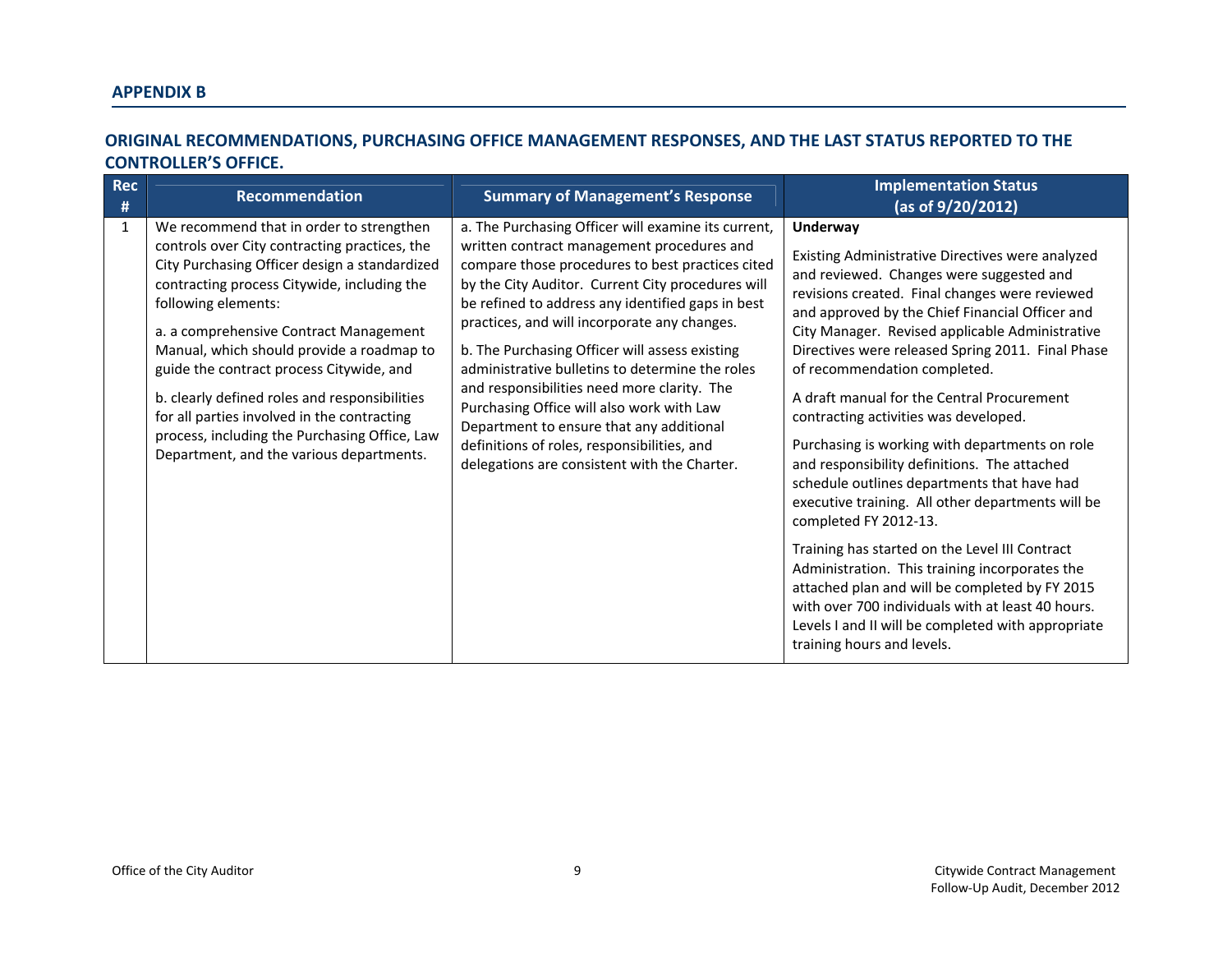## APPENDIX B

### ORIGINAL RECOMMENDATIONS, PURCHASING OFFICE MANAGEMENT RESPONSES, AND THE LAST STATUS REPORTED TO THE CONTROLLER'S OFFICE.

| Rec # | Recommendation | Summary of Management's Response | Implementation Status (as of 9/20/2012) |
|---|---|---|---|
| 1 | We recommend that in order to strengthen controls over City contracting practices, the City Purchasing Officer design a standardized contracting process Citywide, including the following elements:<br><br>a. a comprehensive Contract Management Manual, which should provide a roadmap to guide the contract process Citywide, and<br><br>b. clearly defined roles and responsibilities for all parties involved in the contracting process, including the Purchasing Office, Law Department, and the various departments. | a. The Purchasing Officer will examine its current, written contract management procedures and compare those procedures to best practices cited by the City Auditor. Current City procedures will be refined to address any identified gaps in best practices, and will incorporate any changes.<br><br>b. The Purchasing Officer will assess existing administrative bulletins to determine the roles and responsibilities need more clarity. The Purchasing Office will also work with Law Department to ensure that any additional definitions of roles, responsibilities, and delegations are consistent with the Charter. | **Underway**<br><br>Existing Administrative Directives were analyzed and reviewed. Changes were suggested and revisions created. Final changes were reviewed and approved by the Chief Financial Officer and City Manager. Revised applicable Administrative Directives were released Spring 2011. Final Phase of recommendation completed.<br><br>A draft manual for the Central Procurement contracting activities was developed.<br><br>Purchasing is working with departments on role and responsibility definitions. The attached schedule outlines departments that have had executive training. All other departments will be completed FY 2012-13.<br><br>Training has started on the Level III Contract Administration. This training incorporates the attached plan and will be completed by FY 2015 with over 700 individuals with at least 40 hours. Levels I and II will be completed with appropriate training hours and levels. |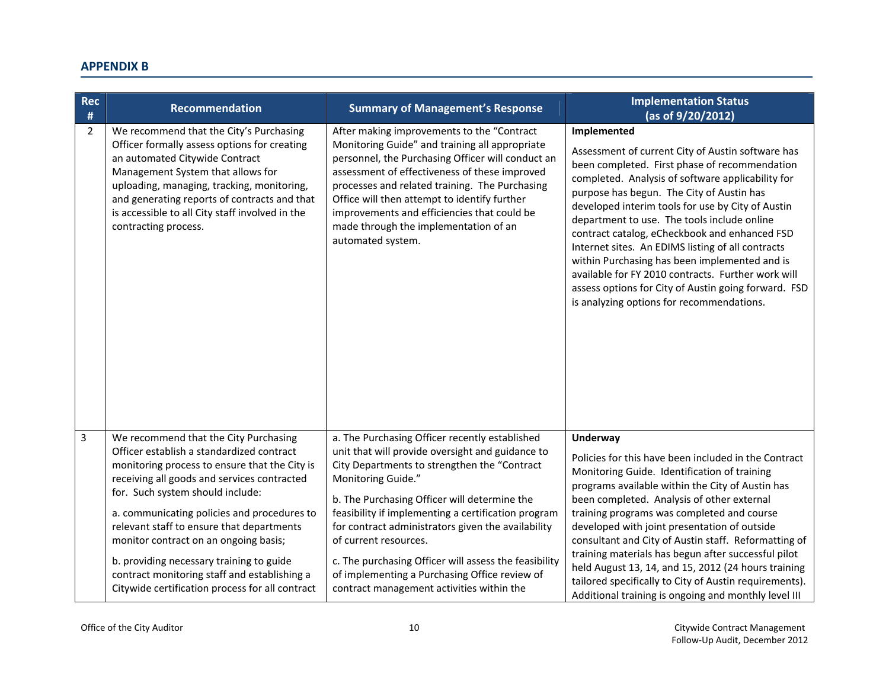## APPENDIX B

| Rec # | Recommendation | Summary of Management's Response | Implementation Status (as of 9/20/2012) |
|---|---|---|---|
| 2 | We recommend that the City's Purchasing Officer formally assess options for creating an automated Citywide Contract Management System that allows for uploading, managing, tracking, monitoring, and generating reports of contracts and that is accessible to all City staff involved in the contracting process. | After making improvements to the "Contract Monitoring Guide" and training all appropriate personnel, the Purchasing Officer will conduct an assessment of effectiveness of these improved processes and related training. The Purchasing Office will then attempt to identify further improvements and efficiencies that could be made through the implementation of an automated system. | **Implemented**<br><br>Assessment of current City of Austin software has been completed. First phase of recommendation completed. Analysis of software applicability for purpose has begun. The City of Austin has developed interim tools for use by City of Austin department to use. The tools include online contract catalog, eCheckbook and enhanced FSD Internet sites. An EDIMS listing of all contracts within Purchasing has been implemented and is available for FY 2010 contracts. Further work will assess options for City of Austin going forward. FSD is analyzing options for recommendations. |
| 3 | We recommend that the City Purchasing Officer establish a standardized contract monitoring process to ensure that the City is receiving all goods and services contracted for. Such system should include:<br><br>a. communicating policies and procedures to relevant staff to ensure that departments monitor contract on an ongoing basis;<br><br>b. providing necessary training to guide contract monitoring staff and establishing a Citywide certification process for all contract | a. The Purchasing Officer recently established unit that will provide oversight and guidance to City Departments to strengthen the "Contract Monitoring Guide."<br><br>b. The Purchasing Officer will determine the feasibility if implementing a certification program for contract administrators given the availability of current resources.<br><br>c. The purchasing Officer will assess the feasibility of implementing a Purchasing Office review of contract management activities within the | **Underway**<br><br>Policies for this have been included in the Contract Monitoring Guide. Identification of training programs available within the City of Austin has been completed. Analysis of other external training programs was completed and course developed with joint presentation of outside consultant and City of Austin staff. Reformatting of training materials has begun after successful pilot held August 13, 14, and 15, 2012 (24 hours training tailored specifically to City of Austin requirements). Additional training is ongoing and monthly level III |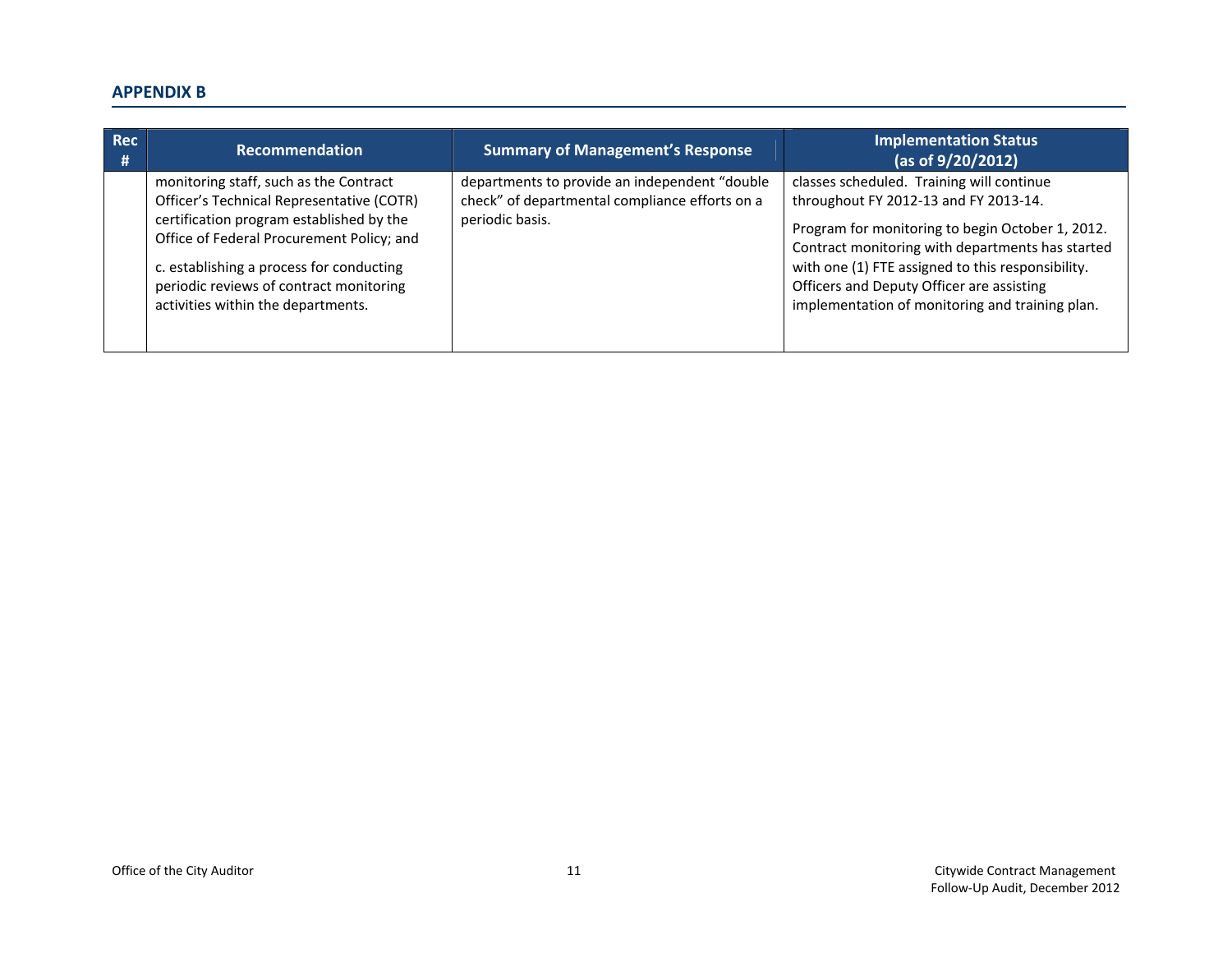## APPENDIX B

| Rec # | Recommendation | Summary of Management's Response | Implementation Status (as of 9/20/2012) |
| --- | --- | --- | --- |
| | monitoring staff, such as the Contract Officer's Technical Representative (COTR) certification program established by the Office of Federal Procurement Policy; and<br><br>c. establishing a process for conducting periodic reviews of contract monitoring activities within the departments. | departments to provide an independent "double check" of departmental compliance efforts on a periodic basis. | classes scheduled. Training will continue throughout FY 2012-13 and FY 2013-14.<br><br>Program for monitoring to begin October 1, 2012. Contract monitoring with departments has started with one (1) FTE assigned to this responsibility. Officers and Deputy Officer are assisting implementation of monitoring and training plan. |